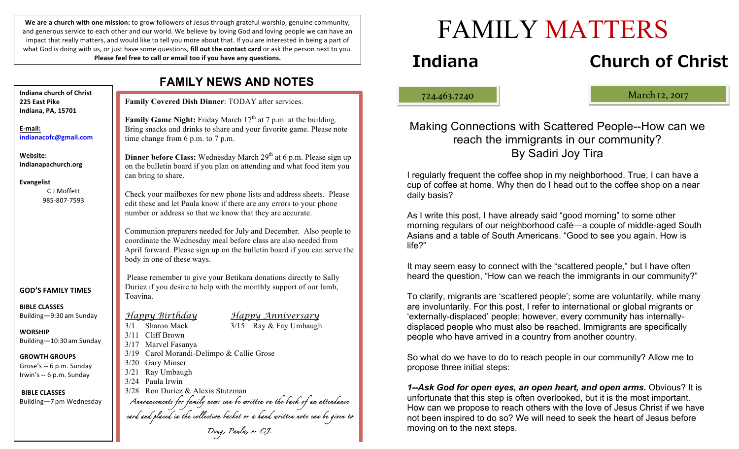**We are a church with one mission:** to grow followers of Jesus through grateful worship, genuine community, and generous service to each other and our world. We believe by loving God and loving people we can have an impact that really matters, and would like to tell you more about that. If you are interested in being a part of what God is doing with us, or just have some questions, **fill out the contact card** or ask the person next to you. **Please feel free to call or email too if you have any questions.**

**Indiana church of Christ**
**225 East Pike**
**Indiana, PA, 15701**

**E-mail:**
**indianacofc@gmail.com**

**Website:**
**indianapachurch.org**

**Evangelist**
C J Moffett
985-807-7593

**GOD'S FAMILY TIMES**

**BIBLE CLASSES**
Building—9:30 am Sunday

**WORSHIP**
Building—10:30 am Sunday

**GROWTH GROUPS**
Grose's -- 6 p.m. Sunday
Irwin's -- 6 p.m. Sunday

**BIBLE CLASSES**
Building—7 pm Wednesday

## FAMILY NEWS AND NOTES

**Family Covered Dish Dinner**: TODAY after services.

**Family Game Night:** Friday March 17th at 7 p.m. at the building. Bring snacks and drinks to share and your favorite game. Please note time change from 6 p.m. to 7 p.m.

**Dinner before Class:** Wednesday March 29th at 6 p.m. Please sign up on the bulletin board if you plan on attending and what food item you can bring to share.

Check your mailboxes for new phone lists and address sheets. Please edit these and let Paula know if there are any errors to your phone number or address so that we know that they are accurate.

Communion preparers needed for July and December. Also people to coordinate the Wednesday meal before class are also needed from April forward. Please sign up on the bulletin board if you can serve the body in one of these ways.

Please remember to give your Betikara donations directly to Sally Duriez if you desire to help with the monthly support of our lamb, Toavina.

*Happy Birthday*
- 3/1 Sharon Mack
- 3/11 Cliff Brown
- 3/17 Marvel Fasanya
- 3/19 Carol Morandi-Delimpo & Callie Grose
- 3/20 Gary Minser
- 3/21 Ray Umbaugh
- 3/24 Paula Irwin
- 3/28 Ron Duriez & Alexis Stutzman

*Happy Anniversary*
- 3/15 Ray & Fay Umbaugh

*Announcements for family news can be written on the back of an attendance card and placed in the collection basket or a hand written note can be given to Doug, Paula, or CJ.*

# FAMILY MATTERS

## Indiana Church of Christ

724.463.7240

March 12, 2017

### Making Connections with Scattered People--How can we reach the immigrants in our community?
### By Sadiri Joy Tira

I regularly frequent the coffee shop in my neighborhood. True, I can have a cup of coffee at home. Why then do I head out to the coffee shop on a near daily basis?

As I write this post, I have already said "good morning" to some other morning regulars of our neighborhood café—a couple of middle-aged South Asians and a table of South Americans. "Good to see you again. How is life?"

It may seem easy to connect with the "scattered people," but I have often heard the question, "How can we reach the immigrants in our community?"

To clarify, migrants are 'scattered people'; some are voluntarily, while many are involuntarily. For this post, I refer to international or global migrants or 'externally-displaced' people; however, every community has internally-displaced people who must also be reached. Immigrants are specifically people who have arrived in a country from another country.

So what do we have to do to reach people in our community? Allow me to propose three initial steps:

***1--Ask God for open eyes, an open heart, and open arms.*** Obvious? It is unfortunate that this step is often overlooked, but it is the most important. How can we propose to reach others with the love of Jesus Christ if we have not been inspired to do so? We will need to seek the heart of Jesus before moving on to the next steps.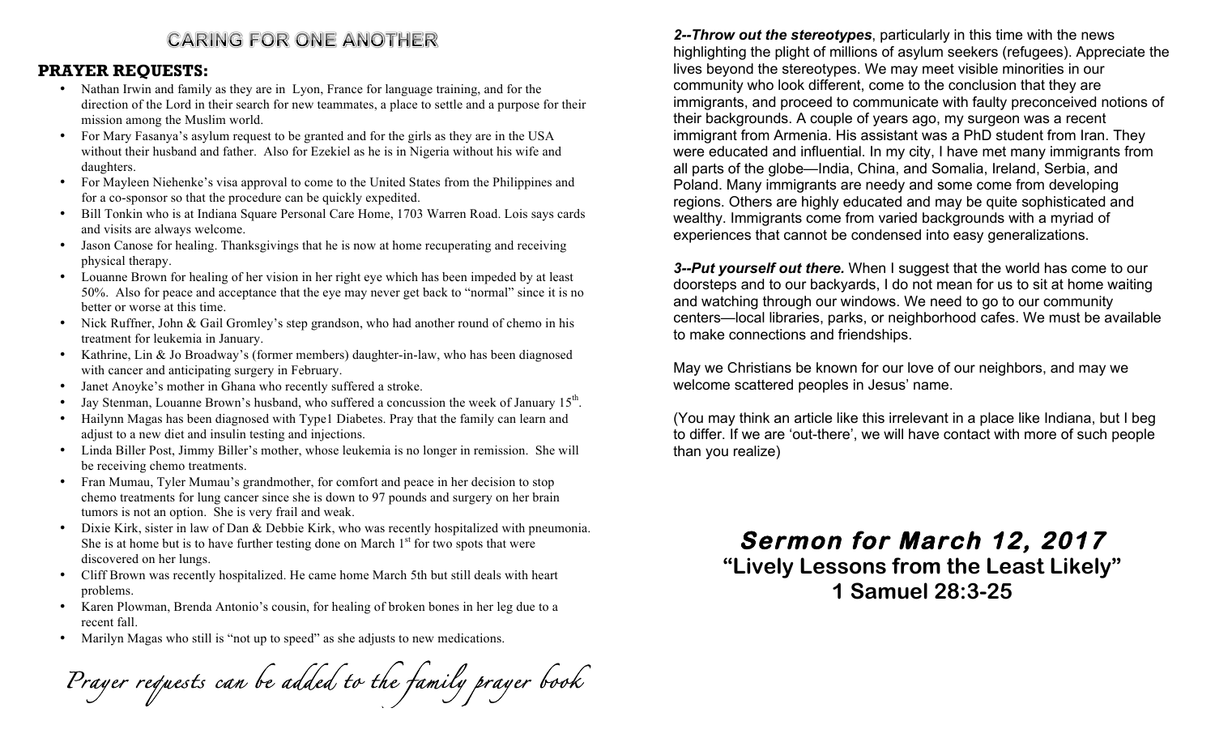## CARING FOR ONE ANOTHER

### PRAYER REQUESTS:

- Nathan Irwin and family as they are in Lyon, France for language training, and for the direction of the Lord in their search for new teammates, a place to settle and a purpose for their mission among the Muslim world.
- For Mary Fasanya's asylum request to be granted and for the girls as they are in the USA without their husband and father. Also for Ezekiel as he is in Nigeria without his wife and daughters.
- For Mayleen Niehenke's visa approval to come to the United States from the Philippines and for a co-sponsor so that the procedure can be quickly expedited.
- Bill Tonkin who is at Indiana Square Personal Care Home, 1703 Warren Road. Lois says cards and visits are always welcome.
- Jason Canose for healing. Thanksgivings that he is now at home recuperating and receiving physical therapy.
- Louanne Brown for healing of her vision in her right eye which has been impeded by at least 50%. Also for peace and acceptance that the eye may never get back to "normal" since it is no better or worse at this time.
- Nick Ruffner, John & Gail Gromley's step grandson, who had another round of chemo in his treatment for leukemia in January.
- Kathrine, Lin & Jo Broadway's (former members) daughter-in-law, who has been diagnosed with cancer and anticipating surgery in February.
- Janet Anoyke's mother in Ghana who recently suffered a stroke.
- Jay Stenman, Louanne Brown's husband, who suffered a concussion the week of January 15th.
- Hailynn Magas has been diagnosed with Type1 Diabetes. Pray that the family can learn and adjust to a new diet and insulin testing and injections.
- Linda Biller Post, Jimmy Biller's mother, whose leukemia is no longer in remission. She will be receiving chemo treatments.
- Fran Mumau, Tyler Mumau's grandmother, for comfort and peace in her decision to stop chemo treatments for lung cancer since she is down to 97 pounds and surgery on her brain tumors is not an option. She is very frail and weak.
- Dixie Kirk, sister in law of Dan & Debbie Kirk, who was recently hospitalized with pneumonia. She is at home but is to have further testing done on March 1st for two spots that were discovered on her lungs.
- Cliff Brown was recently hospitalized. He came home March 5th but still deals with heart problems.
- Karen Plowman, Brenda Antonio's cousin, for healing of broken bones in her leg due to a recent fall.
- Marilyn Magas who still is "not up to speed" as she adjusts to new medications.

*Prayer requests can be added to the family prayer book*

***2--Throw out the stereotypes***, particularly in this time with the news highlighting the plight of millions of asylum seekers (refugees). Appreciate the lives beyond the stereotypes. We may meet visible minorities in our community who look different, come to the conclusion that they are immigrants, and proceed to communicate with faulty preconceived notions of their backgrounds. A couple of years ago, my surgeon was a recent immigrant from Armenia. His assistant was a PhD student from Iran. They were educated and influential. In my city, I have met many immigrants from all parts of the globe—India, China, and Somalia, Ireland, Serbia, and Poland. Many immigrants are needy and some come from developing regions. Others are highly educated and may be quite sophisticated and wealthy. Immigrants come from varied backgrounds with a myriad of experiences that cannot be condensed into easy generalizations.

***3--Put yourself out there.*** When I suggest that the world has come to our doorsteps and to our backyards, I do not mean for us to sit at home waiting and watching through our windows. We need to go to our community centers—local libraries, parks, or neighborhood cafes. We must be available to make connections and friendships.

May we Christians be known for our love of our neighbors, and may we welcome scattered peoples in Jesus' name.

(You may think an article like this irrelevant in a place like Indiana, but I beg to differ. If we are 'out-there', we will have contact with more of such people than you realize)

## *Sermon for March 12, 2017*

### "Lively Lessons from the Least Likely"

### 1 Samuel 28:3-25